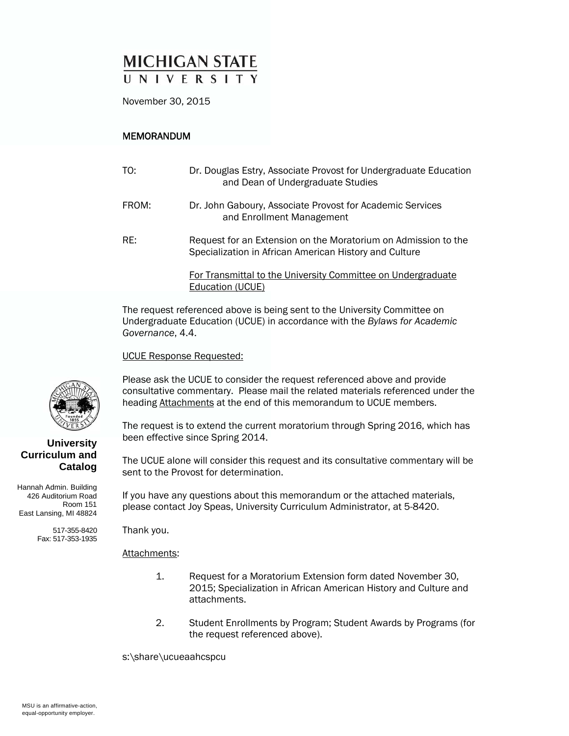# MICHIGAN STATE UNIVERSITY

November 30, 2015

## MEMORANDUM

TO: Dr. Douglas Estry, Associate Provost for Undergraduate Education and Dean of Undergraduate Studies

FROM: Dr. John Gaboury, Associate Provost for Academic Services and Enrollment Management

RE: Request for an Extension on the Moratorium on Admission to the Specialization in African American History and Culture

<u>For Transmittal to the University Committee on Undergraduate Education (UCUE)</u>

The request referenced above is being sent to the University Committee on Undergraduate Education (UCUE) in accordance with the *Bylaws for Academic Governance*, 4.4.

<u>UCUE Response Requested:</u>

Please ask the UCUE to consider the request referenced above and provide consultative commentary. Please mail the related materials referenced under the heading <u>Attachments</u> at the end of this memorandum to UCUE members.

The request is to extend the current moratorium through Spring 2016, which has been effective since Spring 2014.

The UCUE alone will consider this request and its consultative commentary will be sent to the Provost for determination.

If you have any questions about this memorandum or the attached materials, please contact Joy Speas, University Curriculum Administrator, at 5-8420.

Thank you.

<u>Attachments</u>:

1. Request for a Moratorium Extension form dated November 30, 2015; Specialization in African American History and Culture and attachments.

2. Student Enrollments by Program; Student Awards by Programs (for the request referenced above).

s:\share\ucueaahcspcu

**University Curriculum and Catalog**

Hannah Admin. Building
426 Auditorium Road
Room 151
East Lansing, MI 48824

517-355-8420
Fax: 517-353-1935

MSU is an affirmative-action, equal-opportunity employer.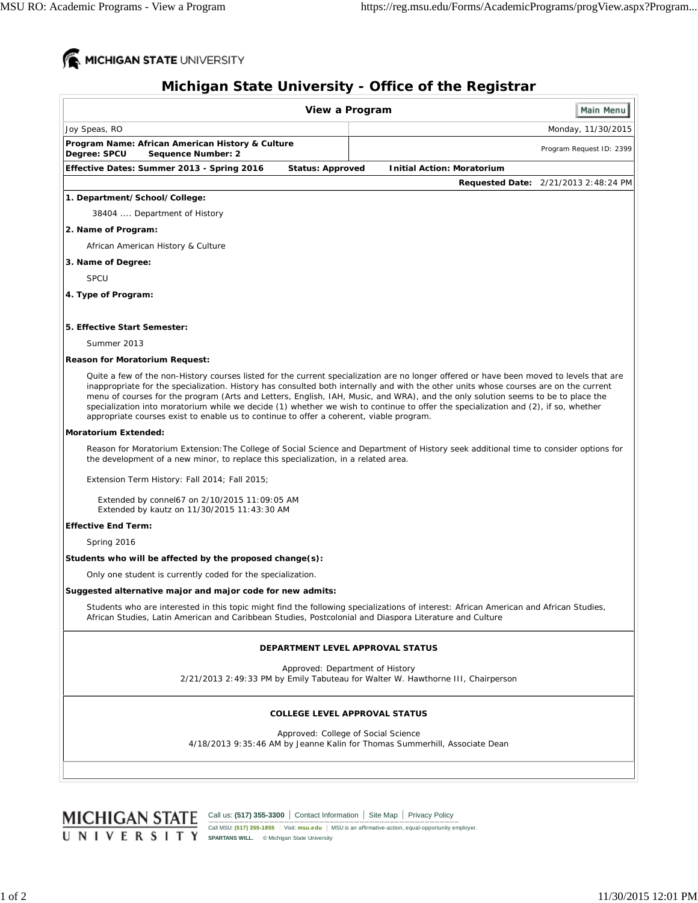# Michigan State University - Office of the Registrar

## View a Program

| | |
|---|---|
| Joy Speas, RO | Monday, 11/30/2015 |
| **Program Name: African American History & Culture**<br>**Degree: SPCU Sequence Number: 2** | Program Request ID: 2399 |

**Effective Dates: Summer 2013 - Spring 2016** **Status: Approved** **Initial Action: Moratorium**

**Requested Date:** 2/21/2013 2:48:24 PM

**1. Department/School/College:**

38404 .... Department of History

**2. Name of Program:**

African American History & Culture

**3. Name of Degree:**

SPCU

**4. Type of Program:**

**5. Effective Start Semester:**

Summer 2013

**Reason for Moratorium Request:**

Quite a few of the non-History courses listed for the current specialization are no longer offered or have been moved to levels that are inappropriate for the specialization. History has consulted both internally and with the other units whose courses are on the current menu of courses for the program (Arts and Letters, English, IAH, Music, and WRA), and the only solution seems to be to place the specialization into moratorium while we decide (1) whether we wish to continue to offer the specialization and (2), if so, whether appropriate courses exist to enable us to continue to offer a coherent, viable program.

**Moratorium Extended:**

Reason for Moratorium Extension:The College of Social Science and Department of History seek additional time to consider options for the development of a new minor, to replace this specialization, in a related area.

Extension Term History: Fall 2014; Fall 2015;

Extended by connel67 on 2/10/2015 11:09:05 AM
Extended by kautz on 11/30/2015 11:43:30 AM

**Effective End Term:**

Spring 2016

**Students who will be affected by the proposed change(s):**

Only one student is currently coded for the specialization.

**Suggested alternative major and major code for new admits:**

Students who are interested in this topic might find the following specializations of interest: African American and African Studies, African Studies, Latin American and Caribbean Studies, Postcolonial and Diaspora Literature and Culture

**DEPARTMENT LEVEL APPROVAL STATUS**

Approved: Department of History
2/21/2013 2:49:33 PM by Emily Tabuteau for Walter W. Hawthorne III, Chairperson

**COLLEGE LEVEL APPROVAL STATUS**

Approved: College of Social Science
4/18/2013 9:35:46 AM by Jeanne Kalin for Thomas Summerhill, Associate Dean

Call us: **(517) 355-3300** | Contact Information | Site Map | Privacy Policy
Call MSU: **(517) 355-1855** | Visit: **msu.edu** | MSU is an affirmative-action, equal-opportunity employer.
**SPARTANS WILL.** | © Michigan State University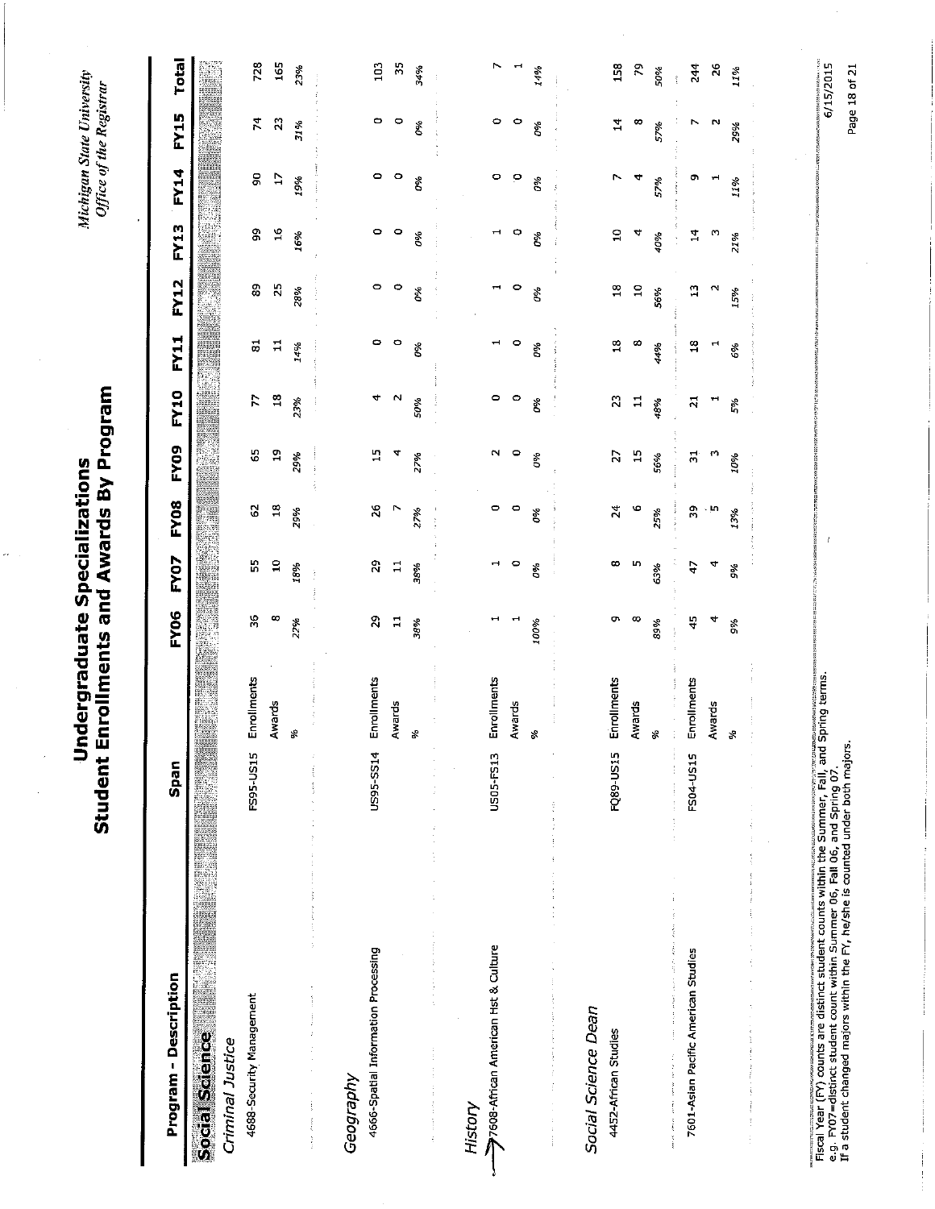# Undergraduate Specializations
# Student Enrollments and Awards By Program

Michigan State University
Office of the Registrar

| Program - Description | Span | | FY06 | FY07 | FY08 | FY09 | FY10 | FY11 | FY12 | FY13 | FY14 | FY15 | Total |
|---|---|---|---|---|---|---|---|---|---|---|---|---|---|
| **Social Science** | | | | | | | | | | | | | |
| *Criminal Justice* | | | | | | | | | | | | | |
| 4688-Security Management | FS95-US15 | Enrollments | 36 | 55 | 62 | 65 | 77 | 81 | 89 | 99 | 90 | 74 | 728 |
| | | Awards | 8 | 10 | 18 | 19 | 18 | 11 | 25 | 16 | 17 | 23 | 165 |
| | | % | 22% | 18% | 29% | 29% | 23% | 14% | 28% | 16% | 19% | 31% | 23% |
| *Geography* | | | | | | | | | | | | | |
| 4666-Spatial Information Processing | US95-SS14 | Enrollments | 29 | 29 | 26 | 15 | 4 | 0 | 0 | 0 | 0 | 0 | 103 |
| | | Awards | 11 | 11 | 7 | 4 | 2 | 0 | 0 | 0 | 0 | 0 | 35 |
| | | % | 38% | 38% | 27% | 27% | 50% | 0% | 0% | 0% | 0% | 0% | 34% |
| *History* | | | | | | | | | | | | | |
| 7608-African American Hst & Culture | US05-FS13 | Enrollments | 1 | 1 | 0 | 2 | 0 | 1 | 1 | 1 | 0 | 0 | 7 |
| | | Awards | 1 | 0 | 0 | 0 | 0 | 0 | 0 | 0 | 0 | 0 | 1 |
| | | % | 100% | 0% | 0% | 0% | 0% | 0% | 0% | 0% | 0% | 0% | 14% |
| *Social Science Dean* | | | | | | | | | | | | | |
| 4452-African Studies | FQ89-US15 | Enrollments | 9 | 8 | 24 | 27 | 23 | 18 | 18 | 10 | 7 | 14 | 158 |
| | | Awards | 8 | 5 | 6 | 15 | 11 | 8 | 10 | 4 | 4 | 8 | 79 |
| | | % | 89% | 63% | 25% | 56% | 48% | 44% | 56% | 40% | 57% | 57% | 50% |
| 7601-Asian Pacific American Studies | FS04-US15 | Enrollments | 45 | 47 | 39 | 31 | 21 | 18 | 13 | 14 | 9 | 7 | 244 |
| | | Awards | 4 | 4 | 5 | 3 | 1 | 1 | 2 | 3 | 1 | 2 | 26 |
| | | % | 9% | 9% | 13% | 10% | 5% | 6% | 15% | 21% | 11% | 29% | 11% |

Fiscal Year (FY) counts are distinct student counts within the Summer, Fall, and Spring terms.
e.g. FY07=distinct student count within Summer 06, Fall 06, and Spring 07.
If a student changed majors within the FY, he/she is counted under both majors.

6/15/2015